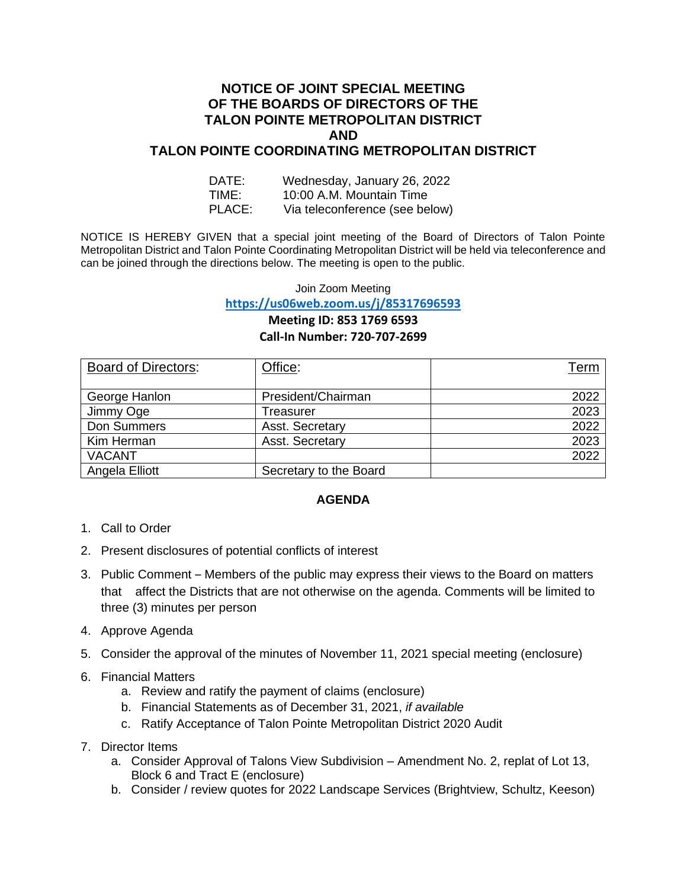# NOTICE OF JOINT SPECIAL MEETING OF THE BOARDS OF DIRECTORS OF THE TALON POINTE METROPOLITAN DISTRICT AND TALON POINTE COORDINATING METROPOLITAN DISTRICT

DATE: Wednesday, January 26, 2022
TIME: 10:00 A.M. Mountain Time
PLACE: Via teleconference (see below)

NOTICE IS HEREBY GIVEN that a special joint meeting of the Board of Directors of Talon Pointe Metropolitan District and Talon Pointe Coordinating Metropolitan District will be held via teleconference and can be joined through the directions below. The meeting is open to the public.

Join Zoom Meeting
https://us06web.zoom.us/j/85317696593
**Meeting ID: 853 1769 6593**
**Call-In Number: 720-707-2699**

| Board of Directors: | Office: | Term |
|---|---|---|
| George Hanlon | President/Chairman | 2022 |
| Jimmy Oge | Treasurer | 2023 |
| Don Summers | Asst. Secretary | 2022 |
| Kim Herman | Asst. Secretary | 2023 |
| VACANT | | 2022 |
| Angela Elliott | Secretary to the Board | |

## AGENDA

1. Call to Order
2. Present disclosures of potential conflicts of interest
3. Public Comment – Members of the public may express their views to the Board on matters that affect the Districts that are not otherwise on the agenda. Comments will be limited to three (3) minutes per person
4. Approve Agenda
5. Consider the approval of the minutes of November 11, 2021 special meeting (enclosure)
6. Financial Matters
   a. Review and ratify the payment of claims (enclosure)
   b. Financial Statements as of December 31, 2021, *if available*
   c. Ratify Acceptance of Talon Pointe Metropolitan District 2020 Audit
7. Director Items
   a. Consider Approval of Talons View Subdivision – Amendment No. 2, replat of Lot 13, Block 6 and Tract E (enclosure)
   b. Consider / review quotes for 2022 Landscape Services (Brightview, Schultz, Keeson)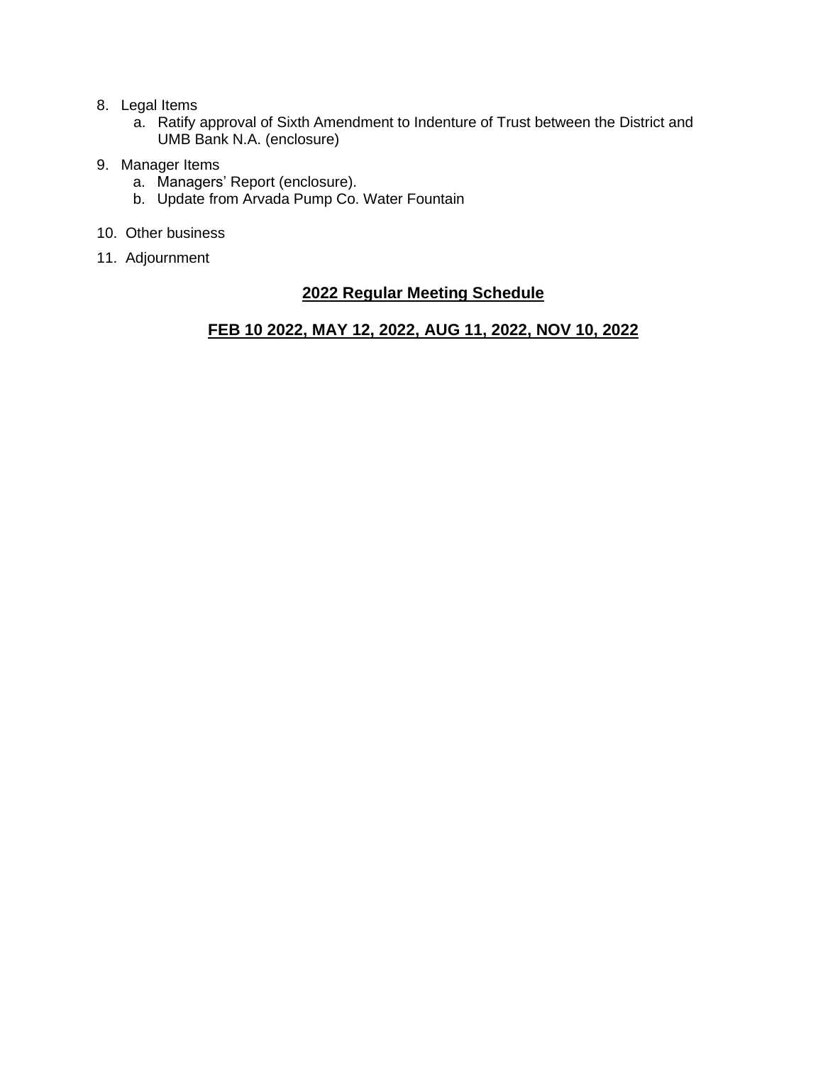8. Legal Items
    a. Ratify approval of Sixth Amendment to Indenture of Trust between the District and UMB Bank N.A. (enclosure)

9. Manager Items
    a. Managers' Report (enclosure).
    b. Update from Arvada Pump Co. Water Fountain

10. Other business

11. Adjournment

**<u>2022 Regular Meeting Schedule</u>**

**<u>FEB 10 2022, MAY 12, 2022, AUG 11, 2022, NOV 10, 2022</u>**